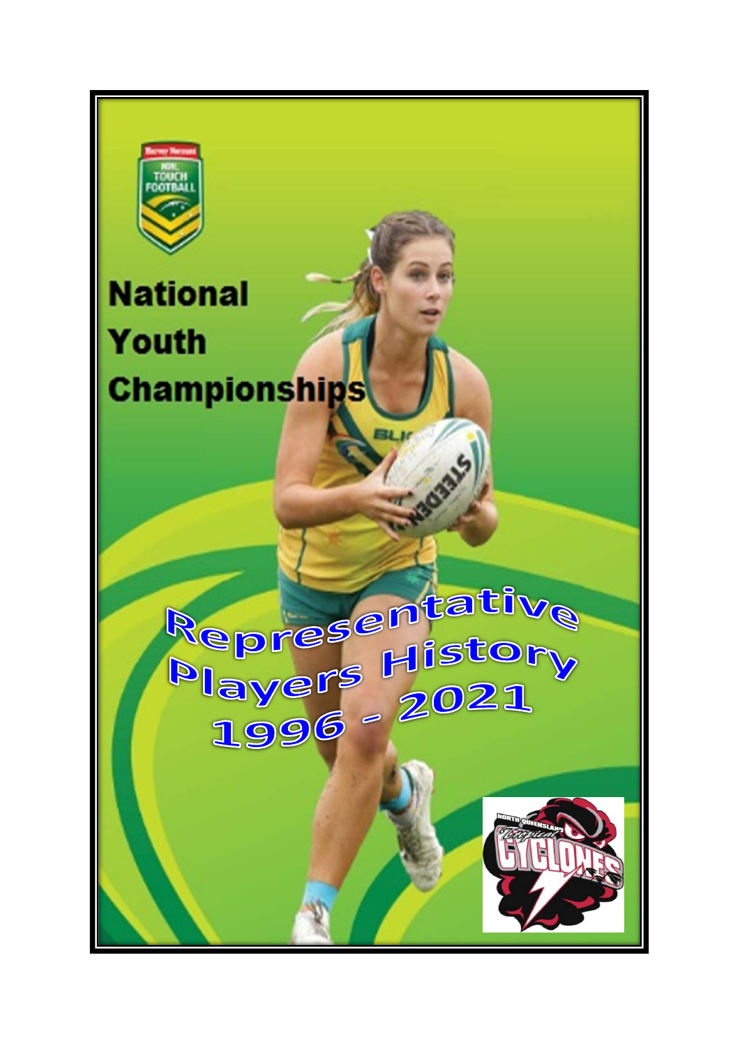# National Youth Championships

# Representative Players History 1996 - 2021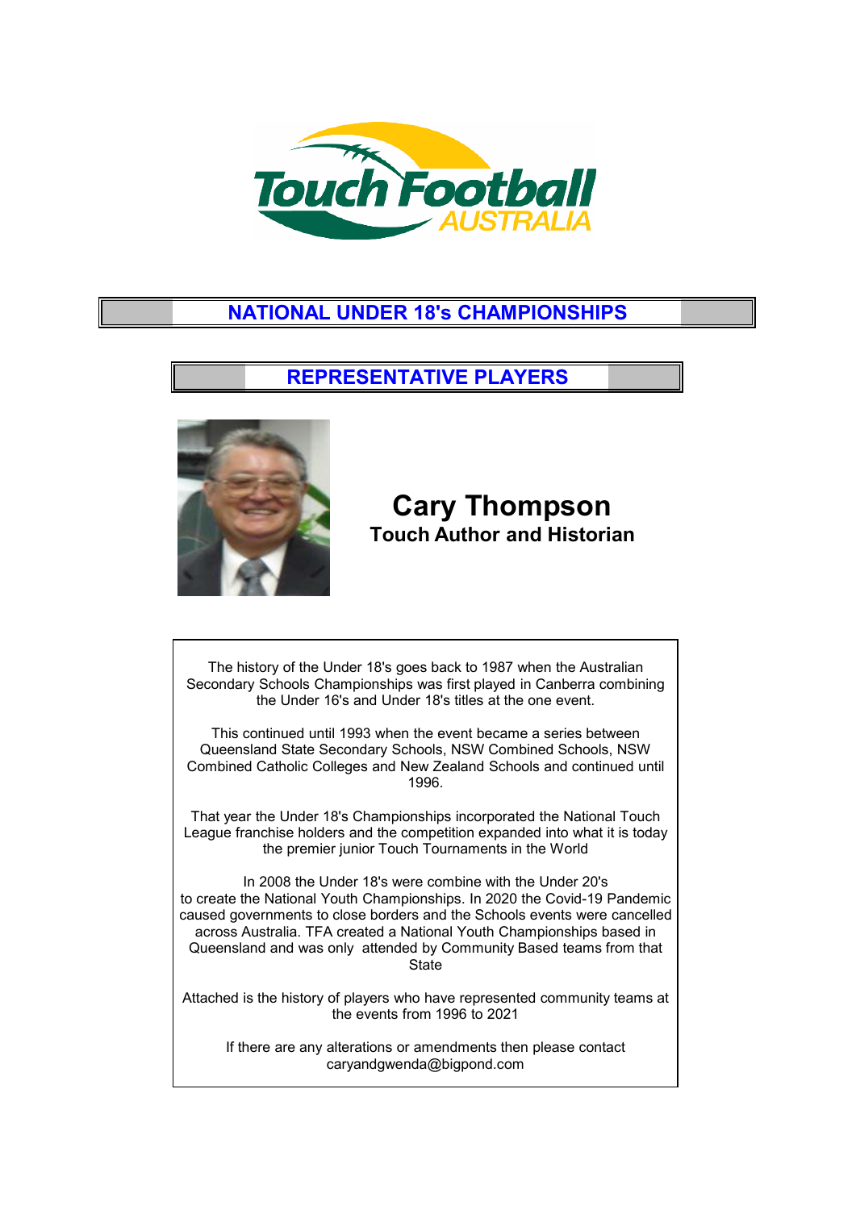# NATIONAL UNDER 18's CHAMPIONSHIPS

## REPRESENTATIVE PLAYERS

**Cary Thompson**
**Touch Author and Historian**

The history of the Under 18's goes back to 1987 when the Australian Secondary Schools Championships was first played in Canberra combining the Under 16's and Under 18's titles at the one event.

This continued until 1993 when the event became a series between Queensland State Secondary Schools, NSW Combined Schools, NSW Combined Catholic Colleges and New Zealand Schools and continued until 1996.

That year the Under 18's Championships incorporated the National Touch League franchise holders and the competition expanded into what it is today the premier junior Touch Tournaments in the World

In 2008 the Under 18's were combine with the Under 20's to create the National Youth Championships. In 2020 the Covid-19 Pandemic caused governments to close borders and the Schools events were cancelled across Australia. TFA created a National Youth Championships based in Queensland and was only attended by Community Based teams from that State

Attached is the history of players who have represented community teams at the events from 1996 to 2021

If there are any alterations or amendments then please contact caryandgwenda@bigpond.com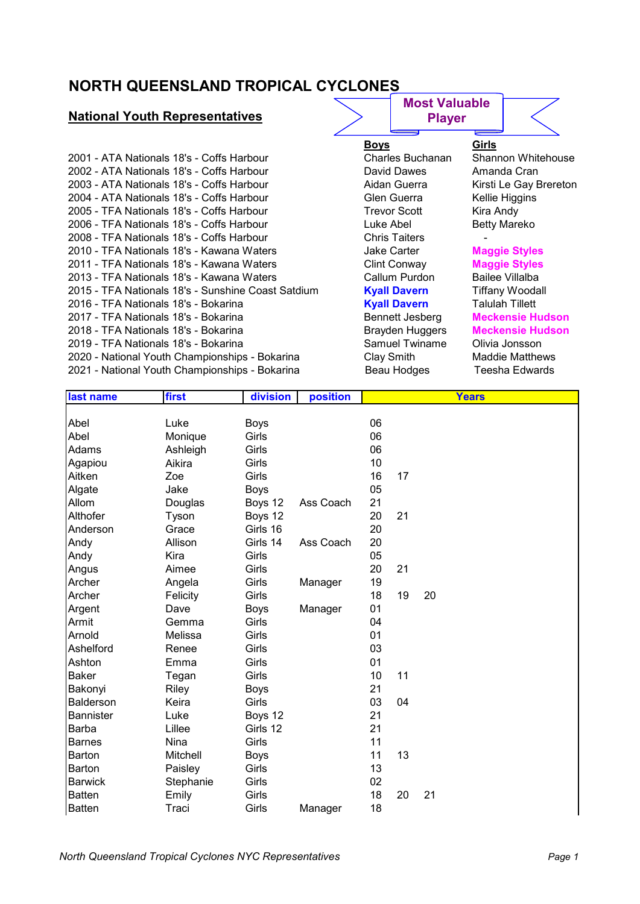# NORTH QUEENSLAND TROPICAL CYCLONES

## National Youth Representatives

**Most Valuable Player**

| | **Boys** | **Girls** |
|---|---|---|
| 2001 - ATA Nationals 18's - Coffs Harbour | Charles Buchanan | Shannon Whitehouse |
| 2002 - ATA Nationals 18's - Coffs Harbour | David Dawes | Amanda Cran |
| 2003 - ATA Nationals 18's - Coffs Harbour | Aidan Guerra | Kirsti Le Gay Brereton |
| 2004 - ATA Nationals 18's - Coffs Harbour | Glen Guerra | Kellie Higgins |
| 2005 - TFA Nationals 18's - Coffs Harbour | Trevor Scott | Kira Andy |
| 2006 - TFA Nationals 18's - Coffs Harbour | Luke Abel | Betty Mareko |
| 2008 - TFA Nationals 18's - Coffs Harbour | Chris Taiters | - |
| 2010 - TFA Nationals 18's - Kawana Waters | Jake Carter | **Maggie Styles** |
| 2011 - TFA Nationals 18's - Kawana Waters | Clint Conway | **Maggie Styles** |
| 2013 - TFA Nationals 18's - Kawana Waters | Callum Purdon | Bailee Villalba |
| 2015 - TFA Nationals 18's - Sunshine Coast Satdium | **Kyall Davern** | Tiffany Woodall |
| 2016 - TFA Nationals 18's - Bokarina | **Kyall Davern** | Talulah Tillett |
| 2017 - TFA Nationals 18's - Bokarina | Bennett Jesberg | **Meckensie Hudson** |
| 2018 - TFA Nationals 18's - Bokarina | Brayden Huggers | **Meckensie Hudson** |
| 2019 - TFA Nationals 18's - Bokarina | Samuel Twiname | Olivia Jonsson |
| 2020 - National Youth Championships - Bokarina | Clay Smith | Maddie Matthews |
| 2021 - National Youth Championships - Bokarina | Beau Hodges | Teesha Edwards |

| last name | first | division | position | Years | | |
|---|---|---|---|---|---|---|
| Abel | Luke | Boys | | 06 | | |
| Abel | Monique | Girls | | 06 | | |
| Adams | Ashleigh | Girls | | 06 | | |
| Agapiou | Aikira | Girls | | 10 | | |
| Aitken | Zoe | Girls | | 16 | 17 | |
| Algate | Jake | Boys | | 05 | | |
| Allom | Douglas | Boys 12 | Ass Coach | 21 | | |
| Althofer | Tyson | Boys 12 | | 20 | 21 | |
| Anderson | Grace | Girls 16 | | 20 | | |
| Andy | Allison | Girls 14 | Ass Coach | 20 | | |
| Andy | Kira | Girls | | 05 | | |
| Angus | Aimee | Girls | | 20 | 21 | |
| Archer | Angela | Girls | Manager | 19 | | |
| Archer | Felicity | Girls | | 18 | 19 | 20 |
| Argent | Dave | Boys | Manager | 01 | | |
| Armit | Gemma | Girls | | 04 | | |
| Arnold | Melissa | Girls | | 01 | | |
| Ashelford | Renee | Girls | | 03 | | |
| Ashton | Emma | Girls | | 01 | | |
| Baker | Tegan | Girls | | 10 | 11 | |
| Bakonyi | Riley | Boys | | 21 | | |
| Balderson | Keira | Girls | | 03 | 04 | |
| Bannister | Luke | Boys 12 | | 21 | | |
| Barba | Lillee | Girls 12 | | 21 | | |
| Barnes | Nina | Girls | | 11 | | |
| Barton | Mitchell | Boys | | 11 | 13 | |
| Barton | Paisley | Girls | | 13 | | |
| Barwick | Stephanie | Girls | | 02 | | |
| Batten | Emily | Girls | | 18 | 20 | 21 |
| Batten | Traci | Girls | Manager | 18 | | |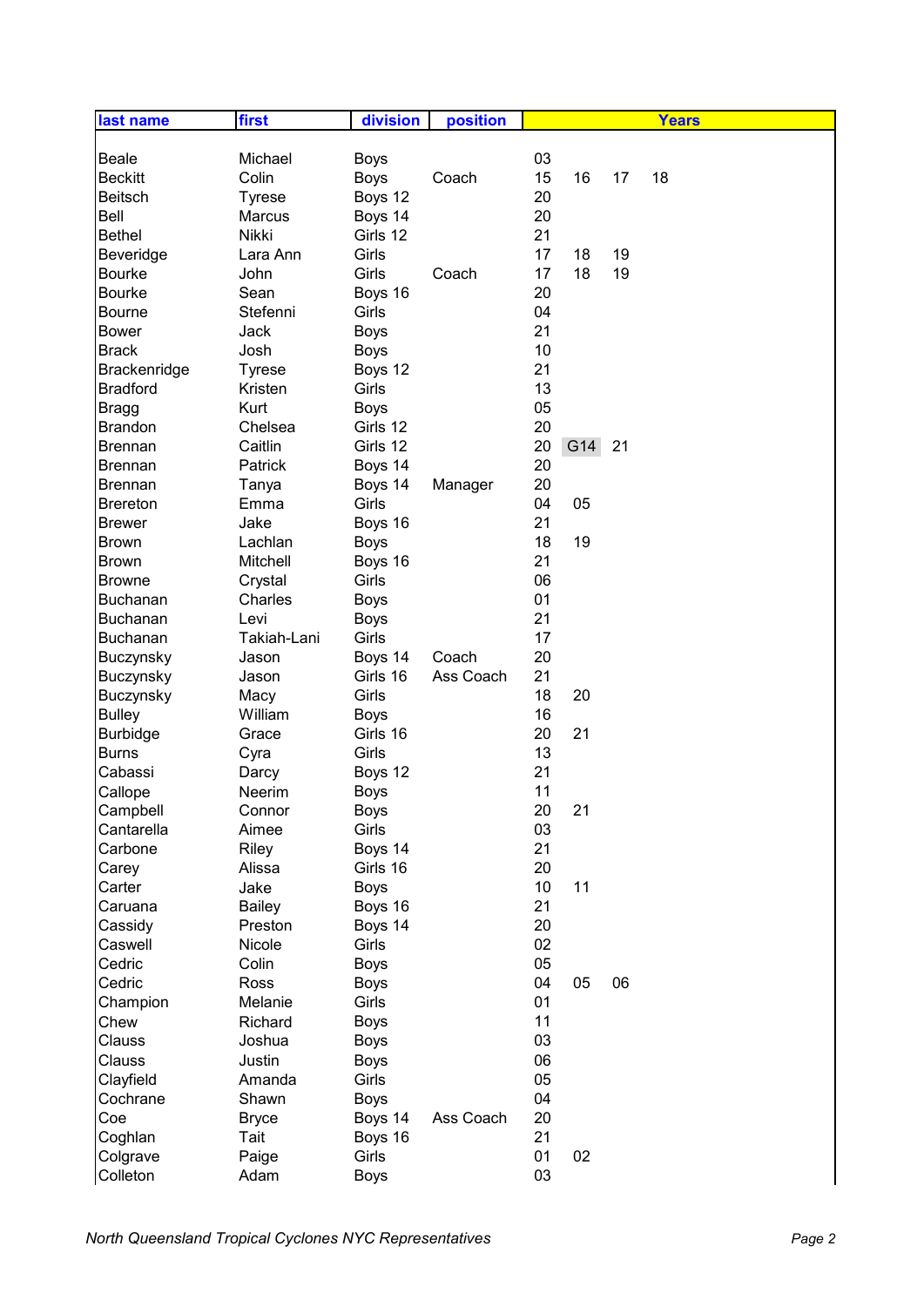| last name | first | division | position | Years | | | |
|---|---|---|---|---|---|---|---|
| Beale | Michael | Boys | | 03 | | | |
| Beckitt | Colin | Boys | Coach | 15 | 16 | 17 | 18 |
| Beitsch | Tyrese | Boys 12 | | 20 | | | |
| Bell | Marcus | Boys 14 | | 20 | | | |
| Bethel | Nikki | Girls 12 | | 21 | | | |
| Beveridge | Lara Ann | Girls | | 17 | 18 | 19 | |
| Bourke | John | Girls | Coach | 17 | 18 | 19 | |
| Bourke | Sean | Boys 16 | | 20 | | | |
| Bourne | Stefenni | Girls | | 04 | | | |
| Bower | Jack | Boys | | 21 | | | |
| Brack | Josh | Boys | | 10 | | | |
| Brackenridge | Tyrese | Boys 12 | | 21 | | | |
| Bradford | Kristen | Girls | | 13 | | | |
| Bragg | Kurt | Boys | | 05 | | | |
| Brandon | Chelsea | Girls 12 | | 20 | | | |
| Brennan | Caitlin | Girls 12 | | 20 | G14 | 21 | |
| Brennan | Patrick | Boys 14 | | 20 | | | |
| Brennan | Tanya | Boys 14 | Manager | 20 | | | |
| Brereton | Emma | Girls | | 04 | 05 | | |
| Brewer | Jake | Boys 16 | | 21 | | | |
| Brown | Lachlan | Boys | | 18 | 19 | | |
| Brown | Mitchell | Boys 16 | | 21 | | | |
| Browne | Crystal | Girls | | 06 | | | |
| Buchanan | Charles | Boys | | 01 | | | |
| Buchanan | Levi | Boys | | 21 | | | |
| Buchanan | Takiah-Lani | Girls | | 17 | | | |
| Buczynsky | Jason | Boys 14 | Coach | 20 | | | |
| Buczynsky | Jason | Girls 16 | Ass Coach | 21 | | | |
| Buczynsky | Macy | Girls | | 18 | 20 | | |
| Bulley | William | Boys | | 16 | | | |
| Burbidge | Grace | Girls 16 | | 20 | 21 | | |
| Burns | Cyra | Girls | | 13 | | | |
| Cabassi | Darcy | Boys 12 | | 21 | | | |
| Callope | Neerim | Boys | | 11 | | | |
| Campbell | Connor | Boys | | 20 | 21 | | |
| Cantarella | Aimee | Girls | | 03 | | | |
| Carbone | Riley | Boys 14 | | 21 | | | |
| Carey | Alissa | Girls 16 | | 20 | | | |
| Carter | Jake | Boys | | 10 | 11 | | |
| Caruana | Bailey | Boys 16 | | 21 | | | |
| Cassidy | Preston | Boys 14 | | 20 | | | |
| Caswell | Nicole | Girls | | 02 | | | |
| Cedric | Colin | Boys | | 05 | | | |
| Cedric | Ross | Boys | | 04 | 05 | 06 | |
| Champion | Melanie | Girls | | 01 | | | |
| Chew | Richard | Boys | | 11 | | | |
| Clauss | Joshua | Boys | | 03 | | | |
| Clauss | Justin | Boys | | 06 | | | |
| Clayfield | Amanda | Girls | | 05 | | | |
| Cochrane | Shawn | Boys | | 04 | | | |
| Coe | Bryce | Boys 14 | Ass Coach | 20 | | | |
| Coghlan | Tait | Boys 16 | | 21 | | | |
| Colgrave | Paige | Girls | | 01 | 02 | | |
| Colleton | Adam | Boys | | 03 | | | |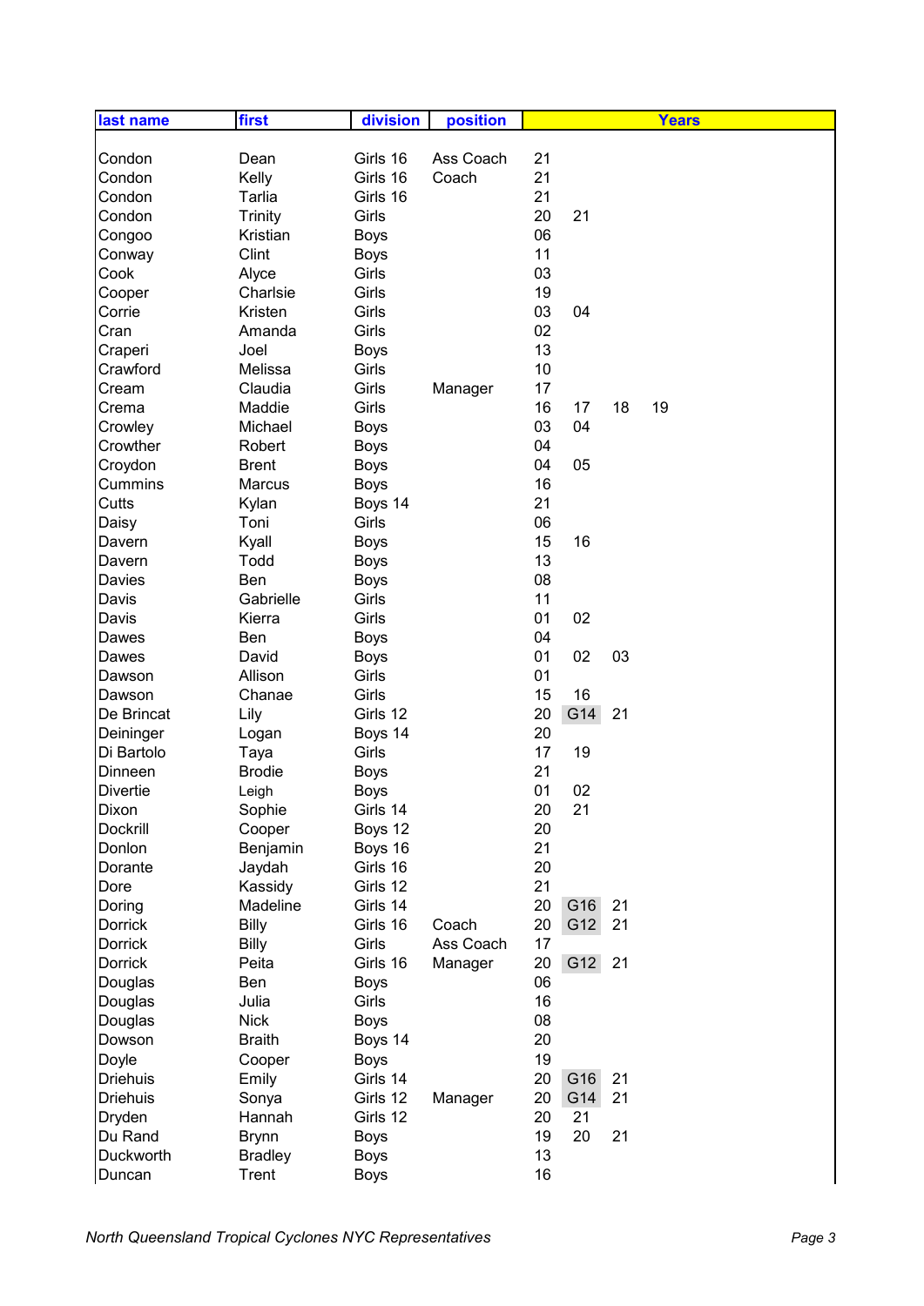| last name | first | division | position | Years | | | |
|---|---|---|---|---|---|---|---|
| Condon | Dean | Girls 16 | Ass Coach | 21 | | | |
| Condon | Kelly | Girls 16 | Coach | 21 | | | |
| Condon | Tarlia | Girls 16 | | 21 | | | |
| Condon | Trinity | Girls | | 20 | 21 | | |
| Congoo | Kristian | Boys | | 06 | | | |
| Conway | Clint | Boys | | 11 | | | |
| Cook | Alyce | Girls | | 03 | | | |
| Cooper | Charlsie | Girls | | 19 | | | |
| Corrie | Kristen | Girls | | 03 | 04 | | |
| Cran | Amanda | Girls | | 02 | | | |
| Craperi | Joel | Boys | | 13 | | | |
| Crawford | Melissa | Girls | | 10 | | | |
| Cream | Claudia | Girls | Manager | 17 | | | |
| Crema | Maddie | Girls | | 16 | 17 | 18 | 19 |
| Crowley | Michael | Boys | | 03 | 04 | | |
| Crowther | Robert | Boys | | 04 | | | |
| Croydon | Brent | Boys | | 04 | 05 | | |
| Cummins | Marcus | Boys | | 16 | | | |
| Cutts | Kylan | Boys 14 | | 21 | | | |
| Daisy | Toni | Girls | | 06 | | | |
| Davern | Kyall | Boys | | 15 | 16 | | |
| Davern | Todd | Boys | | 13 | | | |
| Davies | Ben | Boys | | 08 | | | |
| Davis | Gabrielle | Girls | | 11 | | | |
| Davis | Kierra | Girls | | 01 | 02 | | |
| Dawes | Ben | Boys | | 04 | | | |
| Dawes | David | Boys | | 01 | 02 | 03 | |
| Dawson | Allison | Girls | | 01 | | | |
| Dawson | Chanae | Girls | | 15 | 16 | | |
| De Brincat | Lily | Girls 12 | | 20 | G14 | 21 | |
| Deininger | Logan | Boys 14 | | 20 | | | |
| Di Bartolo | Taya | Girls | | 17 | 19 | | |
| Dinneen | Brodie | Boys | | 21 | | | |
| Divertie | Leigh | Boys | | 01 | 02 | | |
| Dixon | Sophie | Girls 14 | | 20 | 21 | | |
| Dockrill | Cooper | Boys 12 | | 20 | | | |
| Donlon | Benjamin | Boys 16 | | 21 | | | |
| Dorante | Jaydah | Girls 16 | | 20 | | | |
| Dore | Kassidy | Girls 12 | | 21 | | | |
| Doring | Madeline | Girls 14 | | 20 | G16 | 21 | |
| Dorrick | Billy | Girls 16 | Coach | 20 | G12 | 21 | |
| Dorrick | Billy | Girls | Ass Coach | 17 | | | |
| Dorrick | Peita | Girls 16 | Manager | 20 | G12 | 21 | |
| Douglas | Ben | Boys | | 06 | | | |
| Douglas | Julia | Girls | | 16 | | | |
| Douglas | Nick | Boys | | 08 | | | |
| Dowson | Braith | Boys 14 | | 20 | | | |
| Doyle | Cooper | Boys | | 19 | | | |
| Driehuis | Emily | Girls 14 | | 20 | G16 | 21 | |
| Driehuis | Sonya | Girls 12 | Manager | 20 | G14 | 21 | |
| Dryden | Hannah | Girls 12 | | 20 | 21 | | |
| Du Rand | Brynn | Boys | | 19 | 20 | 21 | |
| Duckworth | Bradley | Boys | | 13 | | | |
| Duncan | Trent | Boys | | 16 | | | |

*North Queensland Tropical Cyclones NYC Representatives*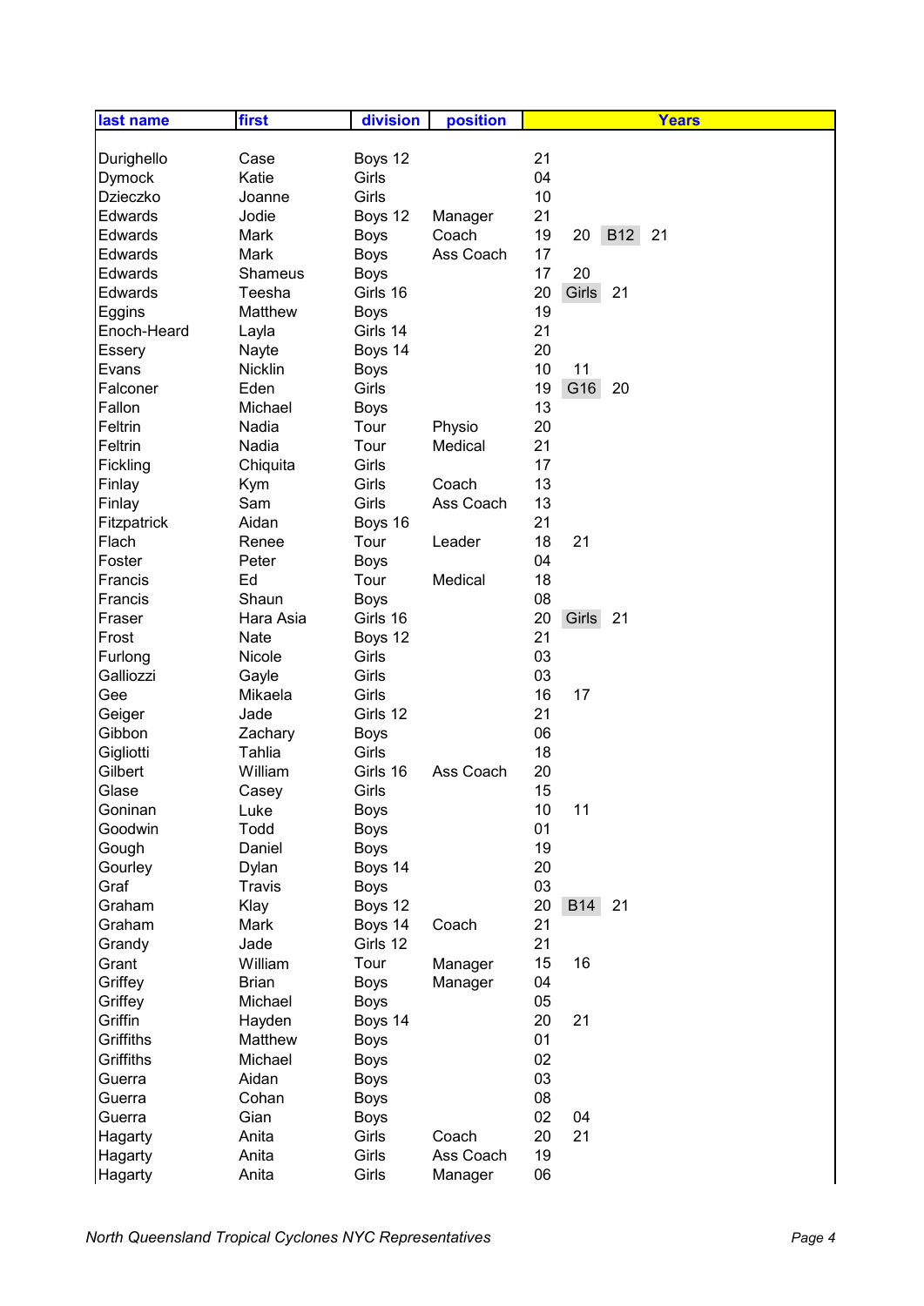| last name | first | division | position | Years | | | |
|---|---|---|---|---|---|---|---|
| Durighello | Case | Boys 12 | | 21 | | | |
| Dymock | Katie | Girls | | 04 | | | |
| Dzieczko | Joanne | Girls | | 10 | | | |
| Edwards | Jodie | Boys 12 | Manager | 21 | | | |
| Edwards | Mark | Boys | Coach | 19 | 20 | B12 | 21 |
| Edwards | Mark | Boys | Ass Coach | 17 | | | |
| Edwards | Shameus | Boys | | 17 | 20 | | |
| Edwards | Teesha | Girls 16 | | 20 | Girls | 21 | |
| Eggins | Matthew | Boys | | 19 | | | |
| Enoch-Heard | Layla | Girls 14 | | 21 | | | |
| Essery | Nayte | Boys 14 | | 20 | | | |
| Evans | Nicklin | Boys | | 10 | 11 | | |
| Falconer | Eden | Girls | | 19 | G16 | 20 | |
| Fallon | Michael | Boys | | 13 | | | |
| Feltrin | Nadia | Tour | Physio | 20 | | | |
| Feltrin | Nadia | Tour | Medical | 21 | | | |
| Fickling | Chiquita | Girls | | 17 | | | |
| Finlay | Kym | Girls | Coach | 13 | | | |
| Finlay | Sam | Girls | Ass Coach | 13 | | | |
| Fitzpatrick | Aidan | Boys 16 | | 21 | | | |
| Flach | Renee | Tour | Leader | 18 | 21 | | |
| Foster | Peter | Boys | | 04 | | | |
| Francis | Ed | Tour | Medical | 18 | | | |
| Francis | Shaun | Boys | | 08 | | | |
| Fraser | Hara Asia | Girls 16 | | 20 | Girls | 21 | |
| Frost | Nate | Boys 12 | | 21 | | | |
| Furlong | Nicole | Girls | | 03 | | | |
| Galliozzi | Gayle | Girls | | 03 | | | |
| Gee | Mikaela | Girls | | 16 | 17 | | |
| Geiger | Jade | Girls 12 | | 21 | | | |
| Gibbon | Zachary | Boys | | 06 | | | |
| Gigliotti | Tahlia | Girls | | 18 | | | |
| Gilbert | William | Girls 16 | Ass Coach | 20 | | | |
| Glase | Casey | Girls | | 15 | | | |
| Goninan | Luke | Boys | | 10 | 11 | | |
| Goodwin | Todd | Boys | | 01 | | | |
| Gough | Daniel | Boys | | 19 | | | |
| Gourley | Dylan | Boys 14 | | 20 | | | |
| Graf | Travis | Boys | | 03 | | | |
| Graham | Klay | Boys 12 | | 20 | B14 | 21 | |
| Graham | Mark | Boys 14 | Coach | 21 | | | |
| Grandy | Jade | Girls 12 | | 21 | | | |
| Grant | William | Tour | Manager | 15 | 16 | | |
| Griffey | Brian | Boys | Manager | 04 | | | |
| Griffey | Michael | Boys | | 05 | | | |
| Griffin | Hayden | Boys 14 | | 20 | 21 | | |
| Griffiths | Matthew | Boys | | 01 | | | |
| Griffiths | Michael | Boys | | 02 | | | |
| Guerra | Aidan | Boys | | 03 | | | |
| Guerra | Cohan | Boys | | 08 | | | |
| Guerra | Gian | Boys | | 02 | 04 | | |
| Hagarty | Anita | Girls | Coach | 20 | 21 | | |
| Hagarty | Anita | Girls | Ass Coach | 19 | | | |
| Hagarty | Anita | Girls | Manager | 06 | | | |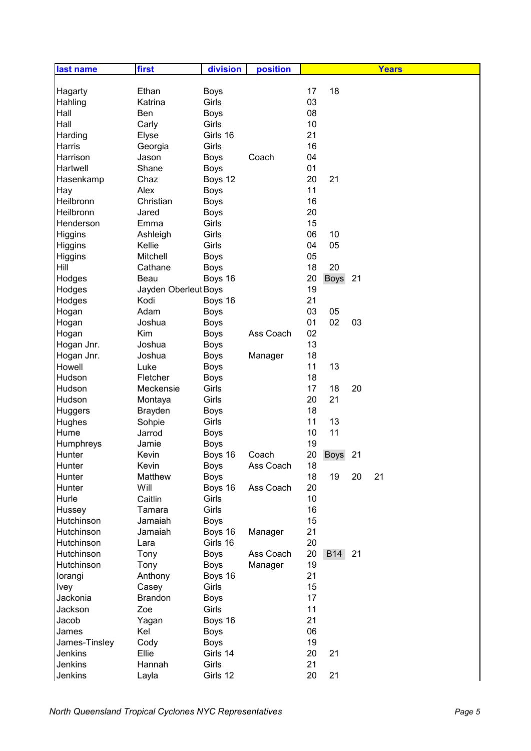| last name | first | division | position | Years | | | |
|---|---|---|---|---|---|---|---|
| Hagarty | Ethan | Boys | | 17 | 18 | | |
| Hahling | Katrina | Girls | | 03 | | | |
| Hall | Ben | Boys | | 08 | | | |
| Hall | Carly | Girls | | 10 | | | |
| Harding | Elyse | Girls 16 | | 21 | | | |
| Harris | Georgia | Girls | | 16 | | | |
| Harrison | Jason | Boys | Coach | 04 | | | |
| Hartwell | Shane | Boys | | 01 | | | |
| Hasenkamp | Chaz | Boys 12 | | 20 | 21 | | |
| Hay | Alex | Boys | | 11 | | | |
| Heilbronn | Christian | Boys | | 16 | | | |
| Heilbronn | Jared | Boys | | 20 | | | |
| Henderson | Emma | Girls | | 15 | | | |
| Higgins | Ashleigh | Girls | | 06 | 10 | | |
| Higgins | Kellie | Girls | | 04 | 05 | | |
| Higgins | Mitchell | Boys | | 05 | | | |
| Hill | Cathane | Boys | | 18 | 20 | | |
| Hodges | Beau | Boys 16 | | 20 | Boys | 21 | |
| Hodges | Jayden Oberleut | Boys | | 19 | | | |
| Hodges | Kodi | Boys 16 | | 21 | | | |
| Hogan | Adam | Boys | | 03 | 05 | | |
| Hogan | Joshua | Boys | | 01 | 02 | 03 | |
| Hogan | Kim | Boys | Ass Coach | 02 | | | |
| Hogan Jnr. | Joshua | Boys | | 13 | | | |
| Hogan Jnr. | Joshua | Boys | Manager | 18 | | | |
| Howell | Luke | Boys | | 11 | 13 | | |
| Hudson | Fletcher | Boys | | 18 | | | |
| Hudson | Meckensie | Girls | | 17 | 18 | 20 | |
| Hudson | Montaya | Girls | | 20 | 21 | | |
| Huggers | Brayden | Boys | | 18 | | | |
| Hughes | Sohpie | Girls | | 11 | 13 | | |
| Hume | Jarrod | Boys | | 10 | 11 | | |
| Humphreys | Jamie | Boys | | 19 | | | |
| Hunter | Kevin | Boys 16 | Coach | 20 | Boys | 21 | |
| Hunter | Kevin | Boys | Ass Coach | 18 | | | |
| Hunter | Matthew | Boys | | 18 | 19 | 20 | 21 |
| Hunter | Will | Boys 16 | Ass Coach | 20 | | | |
| Hurle | Caitlin | Girls | | 10 | | | |
| Hussey | Tamara | Girls | | 16 | | | |
| Hutchinson | Jamaiah | Boys | | 15 | | | |
| Hutchinson | Jamaiah | Boys 16 | Manager | 21 | | | |
| Hutchinson | Lara | Girls 16 | | 20 | | | |
| Hutchinson | Tony | Boys | Ass Coach | 20 | B14 | 21 | |
| Hutchinson | Tony | Boys | Manager | 19 | | | |
| Iorangi | Anthony | Boys 16 | | 21 | | | |
| Ivey | Casey | Girls | | 15 | | | |
| Jackonia | Brandon | Boys | | 17 | | | |
| Jackson | Zoe | Girls | | 11 | | | |
| Jacob | Yagan | Boys 16 | | 21 | | | |
| James | Kel | Boys | | 06 | | | |
| James-Tinsley | Cody | Boys | | 19 | | | |
| Jenkins | Ellie | Girls 14 | | 20 | 21 | | |
| Jenkins | Hannah | Girls | | 21 | | | |
| Jenkins | Layla | Girls 12 | | 20 | 21 | | |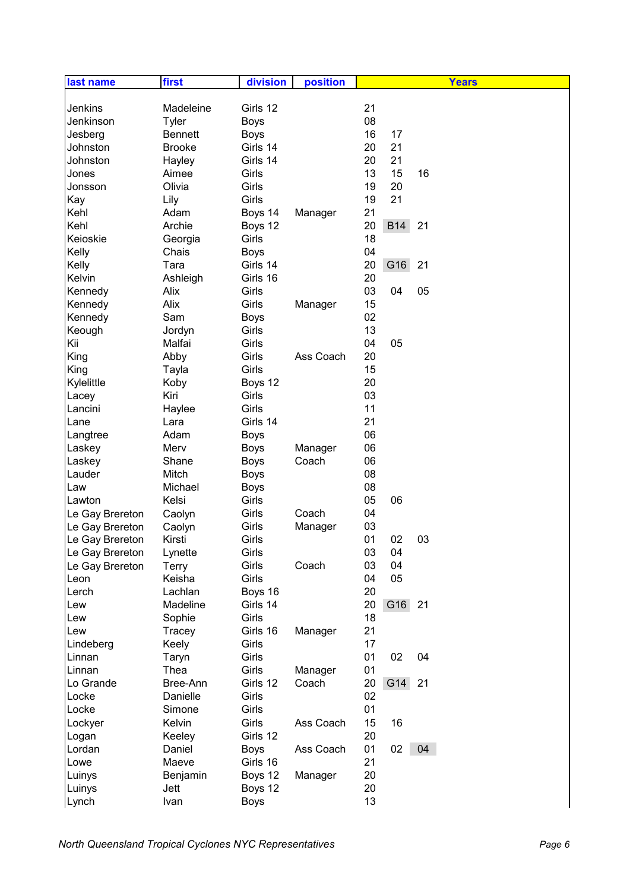| last name | first | division | position | Years | | |
|---|---|---|---|---|---|---|
| Jenkins | Madeleine | Girls 12 | | 21 | | |
| Jenkinson | Tyler | Boys | | 08 | | |
| Jesberg | Bennett | Boys | | 16 | 17 | |
| Johnston | Brooke | Girls 14 | | 20 | 21 | |
| Johnston | Hayley | Girls 14 | | 20 | 21 | |
| Jones | Aimee | Girls | | 13 | 15 | 16 |
| Jonsson | Olivia | Girls | | 19 | 20 | |
| Kay | Lily | Girls | | 19 | 21 | |
| Kehl | Adam | Boys 14 | Manager | 21 | | |
| Kehl | Archie | Boys 12 | | 20 | B14 | 21 |
| Keioskie | Georgia | Girls | | 18 | | |
| Kelly | Chais | Boys | | 04 | | |
| Kelly | Tara | Girls 14 | | 20 | G16 | 21 |
| Kelvin | Ashleigh | Girls 16 | | 20 | | |
| Kennedy | Alix | Girls | | 03 | 04 | 05 |
| Kennedy | Alix | Girls | Manager | 15 | | |
| Kennedy | Sam | Boys | | 02 | | |
| Keough | Jordyn | Girls | | 13 | | |
| Kii | Malfai | Girls | | 04 | 05 | |
| King | Abby | Girls | Ass Coach | 20 | | |
| King | Tayla | Girls | | 15 | | |
| Kylelittle | Koby | Boys 12 | | 20 | | |
| Lacey | Kiri | Girls | | 03 | | |
| Lancini | Haylee | Girls | | 11 | | |
| Lane | Lara | Girls 14 | | 21 | | |
| Langtree | Adam | Boys | | 06 | | |
| Laskey | Merv | Boys | Manager | 06 | | |
| Laskey | Shane | Boys | Coach | 06 | | |
| Lauder | Mitch | Boys | | 08 | | |
| Law | Michael | Boys | | 08 | | |
| Lawton | Kelsi | Girls | | 05 | 06 | |
| Le Gay Brereton | Caolyn | Girls | Coach | 04 | | |
| Le Gay Brereton | Caolyn | Girls | Manager | 03 | | |
| Le Gay Brereton | Kirsti | Girls | | 01 | 02 | 03 |
| Le Gay Brereton | Lynette | Girls | | 03 | 04 | |
| Le Gay Brereton | Terry | Girls | Coach | 03 | 04 | |
| Leon | Keisha | Girls | | 04 | 05 | |
| Lerch | Lachlan | Boys 16 | | 20 | | |
| Lew | Madeline | Girls 14 | | 20 | G16 | 21 |
| Lew | Sophie | Girls | | 18 | | |
| Lew | Tracey | Girls 16 | Manager | 21 | | |
| Lindeberg | Keely | Girls | | 17 | | |
| Linnan | Taryn | Girls | | 01 | 02 | 04 |
| Linnan | Thea | Girls | Manager | 01 | | |
| Lo Grande | Bree-Ann | Girls 12 | Coach | 20 | G14 | 21 |
| Locke | Danielle | Girls | | 02 | | |
| Locke | Simone | Girls | | 01 | | |
| Lockyer | Kelvin | Girls | Ass Coach | 15 | 16 | |
| Logan | Keeley | Girls 12 | | 20 | | |
| Lordan | Daniel | Boys | Ass Coach | 01 | 02 | 04 |
| Lowe | Maeve | Girls 16 | | 21 | | |
| Luinys | Benjamin | Boys 12 | Manager | 20 | | |
| Luinys | Jett | Boys 12 | | 20 | | |
| Lynch | Ivan | Boys | | 13 | | |

*North Queensland Tropical Cyclones NYC Representatives*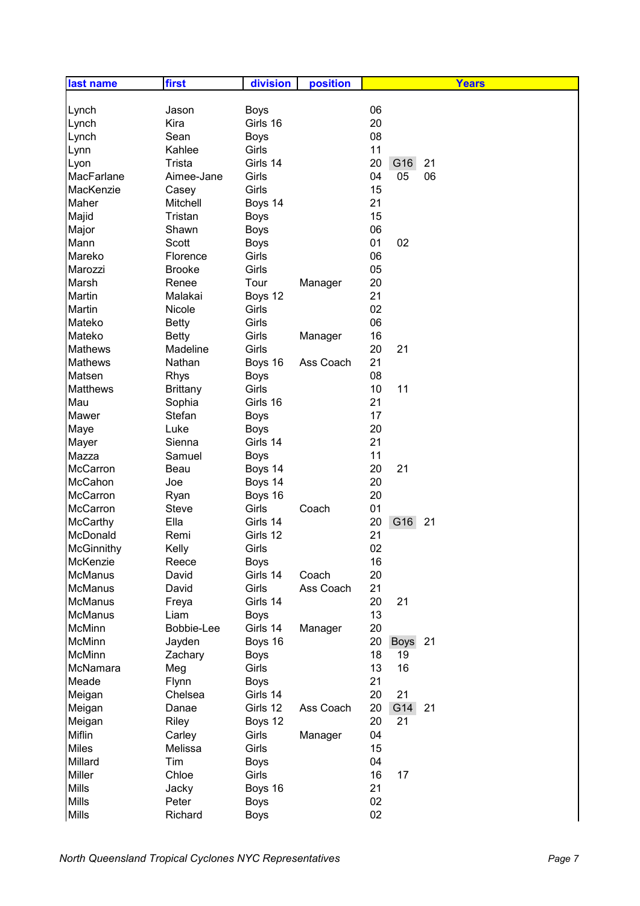| last name | first | division | position | Years | | |
|---|---|---|---|---|---|---|
| Lynch | Jason | Boys | | 06 | | |
| Lynch | Kira | Girls 16 | | 20 | | |
| Lynch | Sean | Boys | | 08 | | |
| Lynn | Kahlee | Girls | | 11 | | |
| Lyon | Trista | Girls 14 | | 20 | G16 | 21 |
| MacFarlane | Aimee-Jane | Girls | | 04 | 05 | 06 |
| MacKenzie | Casey | Girls | | 15 | | |
| Maher | Mitchell | Boys 14 | | 21 | | |
| Majid | Tristan | Boys | | 15 | | |
| Major | Shawn | Boys | | 06 | | |
| Mann | Scott | Boys | | 01 | 02 | |
| Mareko | Florence | Girls | | 06 | | |
| Marozzi | Brooke | Girls | | 05 | | |
| Marsh | Renee | Tour | Manager | 20 | | |
| Martin | Malakai | Boys 12 | | 21 | | |
| Martin | Nicole | Girls | | 02 | | |
| Mateko | Betty | Girls | | 06 | | |
| Mateko | Betty | Girls | Manager | 16 | | |
| Mathews | Madeline | Girls | | 20 | 21 | |
| Mathews | Nathan | Boys 16 | Ass Coach | 21 | | |
| Matsen | Rhys | Boys | | 08 | | |
| Matthews | Brittany | Girls | | 10 | 11 | |
| Mau | Sophia | Girls 16 | | 21 | | |
| Mawer | Stefan | Boys | | 17 | | |
| Maye | Luke | Boys | | 20 | | |
| Mayer | Sienna | Girls 14 | | 21 | | |
| Mazza | Samuel | Boys | | 11 | | |
| McCarron | Beau | Boys 14 | | 20 | 21 | |
| McCahon | Joe | Boys 14 | | 20 | | |
| McCarron | Ryan | Boys 16 | | 20 | | |
| McCarron | Steve | Girls | Coach | 01 | | |
| McCarthy | Ella | Girls 14 | | 20 | G16 | 21 |
| McDonald | Remi | Girls 12 | | 21 | | |
| McGinnithy | Kelly | Girls | | 02 | | |
| McKenzie | Reece | Boys | | 16 | | |
| McManus | David | Girls 14 | Coach | 20 | | |
| McManus | David | Girls | Ass Coach | 21 | | |
| McManus | Freya | Girls 14 | | 20 | 21 | |
| McManus | Liam | Boys | | 13 | | |
| McMinn | Bobbie-Lee | Girls 14 | Manager | 20 | | |
| McMinn | Jayden | Boys 16 | | 20 | Boys | 21 |
| McMinn | Zachary | Boys | | 18 | 19 | |
| McNamara | Meg | Girls | | 13 | 16 | |
| Meade | Flynn | Boys | | 21 | | |
| Meigan | Chelsea | Girls 14 | | 20 | 21 | |
| Meigan | Danae | Girls 12 | Ass Coach | 20 | G14 | 21 |
| Meigan | Riley | Boys 12 | | 20 | 21 | |
| Miflin | Carley | Girls | Manager | 04 | | |
| Miles | Melissa | Girls | | 15 | | |
| Millard | Tim | Boys | | 04 | | |
| Miller | Chloe | Girls | | 16 | 17 | |
| Mills | Jacky | Boys 16 | | 21 | | |
| Mills | Peter | Boys | | 02 | | |
| Mills | Richard | Boys | | 02 | | |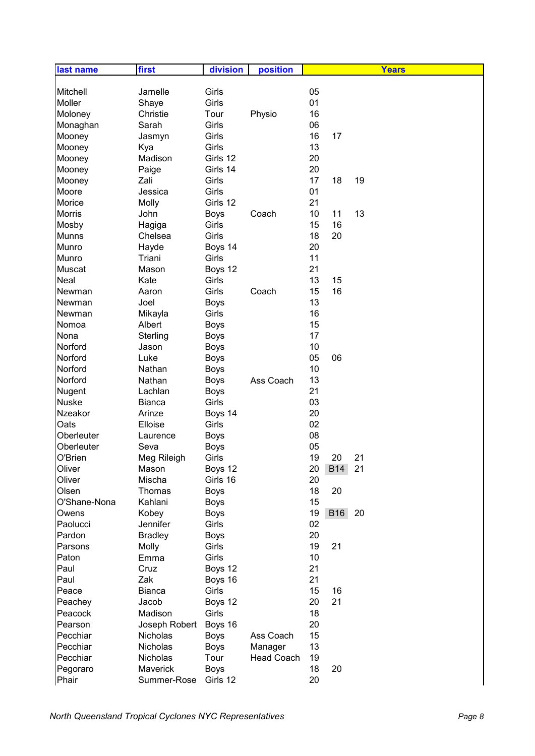| last name | first | division | position | Years | | |
|---|---|---|---|---|---|---|
| Mitchell | Jamelle | Girls | | 05 | | |
| Moller | Shaye | Girls | | 01 | | |
| Moloney | Christie | Tour | Physio | 16 | | |
| Monaghan | Sarah | Girls | | 06 | | |
| Mooney | Jasmyn | Girls | | 16 | 17 | |
| Mooney | Kya | Girls | | 13 | | |
| Mooney | Madison | Girls 12 | | 20 | | |
| Mooney | Paige | Girls 14 | | 20 | | |
| Mooney | Zali | Girls | | 17 | 18 | 19 |
| Moore | Jessica | Girls | | 01 | | |
| Morice | Molly | Girls 12 | | 21 | | |
| Morris | John | Boys | Coach | 10 | 11 | 13 |
| Mosby | Hagiga | Girls | | 15 | 16 | |
| Munns | Chelsea | Girls | | 18 | 20 | |
| Munro | Hayde | Boys 14 | | 20 | | |
| Munro | Triani | Girls | | 11 | | |
| Muscat | Mason | Boys 12 | | 21 | | |
| Neal | Kate | Girls | | 13 | 15 | |
| Newman | Aaron | Girls | Coach | 15 | 16 | |
| Newman | Joel | Boys | | 13 | | |
| Newman | Mikayla | Girls | | 16 | | |
| Nomoa | Albert | Boys | | 15 | | |
| Nona | Sterling | Boys | | 17 | | |
| Norford | Jason | Boys | | 10 | | |
| Norford | Luke | Boys | | 05 | 06 | |
| Norford | Nathan | Boys | | 10 | | |
| Norford | Nathan | Boys | Ass Coach | 13 | | |
| Nugent | Lachlan | Boys | | 21 | | |
| Nuske | Bianca | Girls | | 03 | | |
| Nzeakor | Arinze | Boys 14 | | 20 | | |
| Oats | Elloise | Girls | | 02 | | |
| Oberleuter | Laurence | Boys | | 08 | | |
| Oberleuter | Seva | Boys | | 05 | | |
| O'Brien | Meg Rileigh | Girls | | 19 | 20 | 21 |
| Oliver | Mason | Boys 12 | | 20 | B14 | 21 |
| Oliver | Mischa | Girls 16 | | 20 | | |
| Olsen | Thomas | Boys | | 18 | 20 | |
| O'Shane-Nona | Kahlani | Boys | | 15 | | |
| Owens | Kobey | Boys | | 19 | B16 | 20 |
| Paolucci | Jennifer | Girls | | 02 | | |
| Pardon | Bradley | Boys | | 20 | | |
| Parsons | Molly | Girls | | 19 | 21 | |
| Paton | Emma | Girls | | 10 | | |
| Paul | Cruz | Boys 12 | | 21 | | |
| Paul | Zak | Boys 16 | | 21 | | |
| Peace | Bianca | Girls | | 15 | 16 | |
| Peachey | Jacob | Boys 12 | | 20 | 21 | |
| Peacock | Madison | Girls | | 18 | | |
| Pearson | Joseph Robert | Boys 16 | | 20 | | |
| Pecchiar | Nicholas | Boys | Ass Coach | 15 | | |
| Pecchiar | Nicholas | Boys | Manager | 13 | | |
| Pecchiar | Nicholas | Tour | Head Coach | 19 | | |
| Pegoraro | Maverick | Boys | | 18 | 20 | |
| Phair | Summer-Rose | Girls 12 | | 20 | | |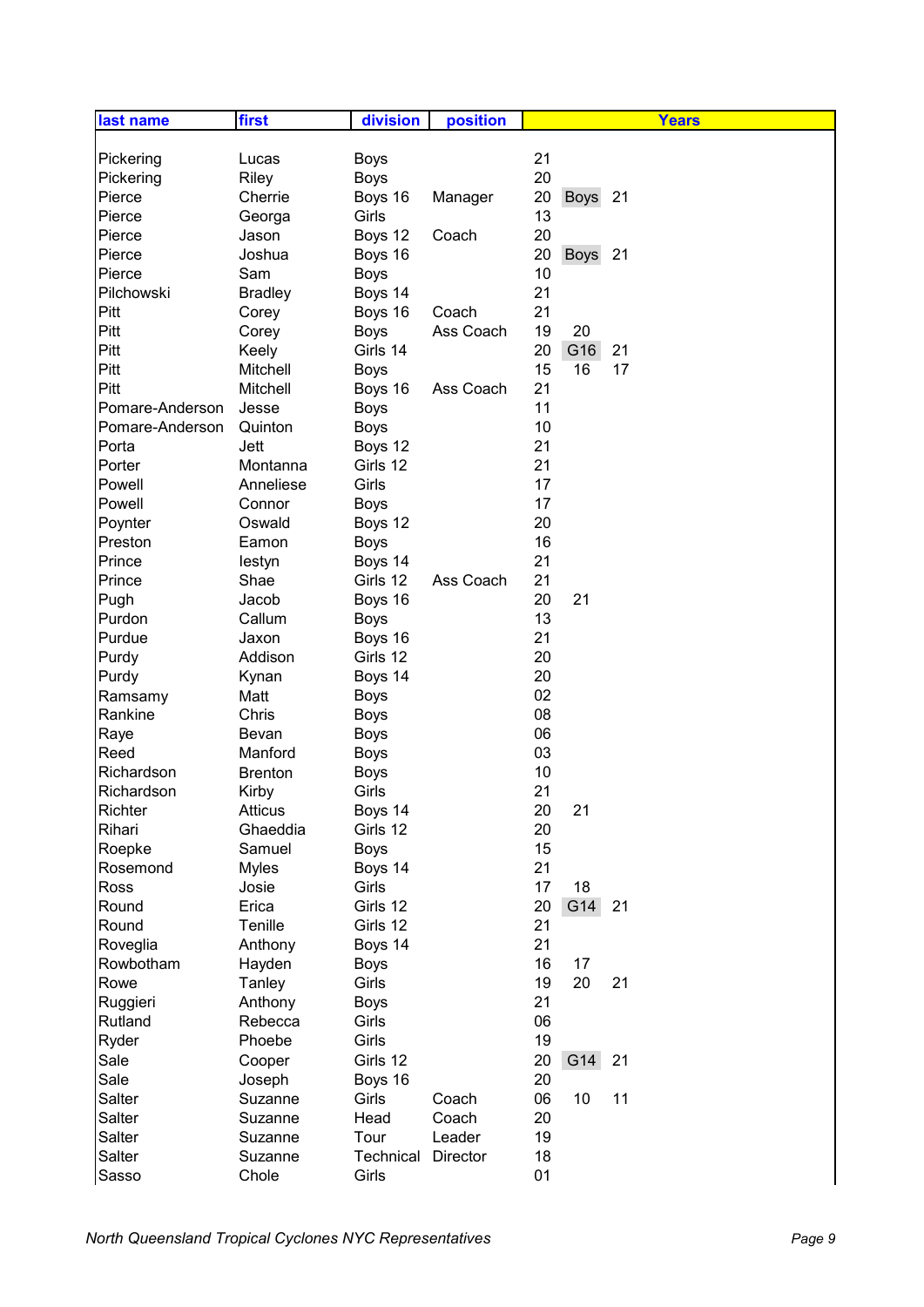| last name | first | division | position | Years | | |
|---|---|---|---|---|---|---|
| Pickering | Lucas | Boys | | 21 | | |
| Pickering | Riley | Boys | | 20 | | |
| Pierce | Cherrie | Boys 16 | Manager | 20 | Boys | 21 |
| Pierce | Georga | Girls | | 13 | | |
| Pierce | Jason | Boys 12 | Coach | 20 | | |
| Pierce | Joshua | Boys 16 | | 20 | Boys | 21 |
| Pierce | Sam | Boys | | 10 | | |
| Pilchowski | Bradley | Boys 14 | | 21 | | |
| Pitt | Corey | Boys 16 | Coach | 21 | | |
| Pitt | Corey | Boys | Ass Coach | 19 | 20 | |
| Pitt | Keely | Girls 14 | | 20 | G16 | 21 |
| Pitt | Mitchell | Boys | | 15 | 16 | 17 |
| Pitt | Mitchell | Boys 16 | Ass Coach | 21 | | |
| Pomare-Anderson | Jesse | Boys | | 11 | | |
| Pomare-Anderson | Quinton | Boys | | 10 | | |
| Porta | Jett | Boys 12 | | 21 | | |
| Porter | Montanna | Girls 12 | | 21 | | |
| Powell | Anneliese | Girls | | 17 | | |
| Powell | Connor | Boys | | 17 | | |
| Poynter | Oswald | Boys 12 | | 20 | | |
| Preston | Eamon | Boys | | 16 | | |
| Prince | Iestyn | Boys 14 | | 21 | | |
| Prince | Shae | Girls 12 | Ass Coach | 21 | | |
| Pugh | Jacob | Boys 16 | | 20 | 21 | |
| Purdon | Callum | Boys | | 13 | | |
| Purdue | Jaxon | Boys 16 | | 21 | | |
| Purdy | Addison | Girls 12 | | 20 | | |
| Purdy | Kynan | Boys 14 | | 20 | | |
| Ramsamy | Matt | Boys | | 02 | | |
| Rankine | Chris | Boys | | 08 | | |
| Raye | Bevan | Boys | | 06 | | |
| Reed | Manford | Boys | | 03 | | |
| Richardson | Brenton | Boys | | 10 | | |
| Richardson | Kirby | Girls | | 21 | | |
| Richter | Atticus | Boys 14 | | 20 | 21 | |
| Rihari | Ghaeddia | Girls 12 | | 20 | | |
| Roepke | Samuel | Boys | | 15 | | |
| Rosemond | Myles | Boys 14 | | 21 | | |
| Ross | Josie | Girls | | 17 | 18 | |
| Round | Erica | Girls 12 | | 20 | G14 | 21 |
| Round | Tenille | Girls 12 | | 21 | | |
| Roveglia | Anthony | Boys 14 | | 21 | | |
| Rowbotham | Hayden | Boys | | 16 | 17 | |
| Rowe | Tanley | Girls | | 19 | 20 | 21 |
| Ruggieri | Anthony | Boys | | 21 | | |
| Rutland | Rebecca | Girls | | 06 | | |
| Ryder | Phoebe | Girls | | 19 | | |
| Sale | Cooper | Girls 12 | | 20 | G14 | 21 |
| Sale | Joseph | Boys 16 | | 20 | | |
| Salter | Suzanne | Girls | Coach | 06 | 10 | 11 |
| Salter | Suzanne | Head | Coach | 20 | | |
| Salter | Suzanne | Tour | Leader | 19 | | |
| Salter | Suzanne | Technical | Director | 18 | | |
| Sasso | Chole | Girls | | 01 | | |

*North Queensland Tropical Cyclones NYC Representatives*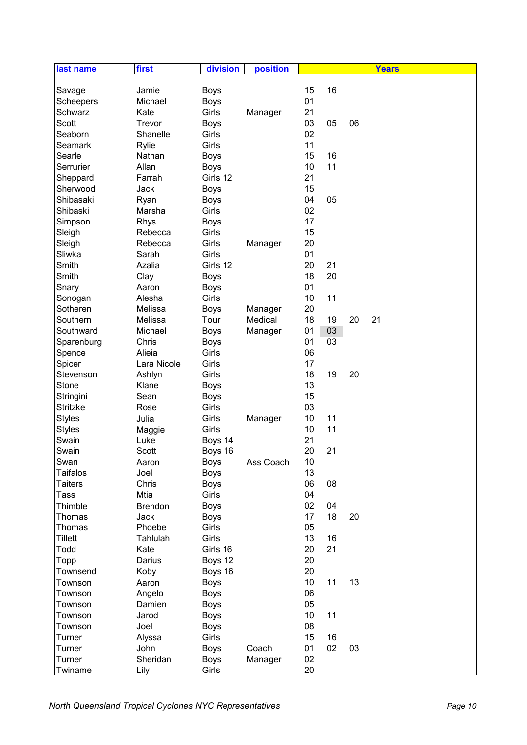| last name | first | division | position | Years | | | |
|---|---|---|---|---|---|---|---|
| Savage | Jamie | Boys | | 15 | 16 | | |
| Scheepers | Michael | Boys | | 01 | | | |
| Schwarz | Kate | Girls | Manager | 21 | | | |
| Scott | Trevor | Boys | | 03 | 05 | 06 | |
| Seaborn | Shanelle | Girls | | 02 | | | |
| Seamark | Rylie | Girls | | 11 | | | |
| Searle | Nathan | Boys | | 15 | 16 | | |
| Serrurier | Allan | Boys | | 10 | 11 | | |
| Sheppard | Farrah | Girls 12 | | 21 | | | |
| Sherwood | Jack | Boys | | 15 | | | |
| Shibasaki | Ryan | Boys | | 04 | 05 | | |
| Shibaski | Marsha | Girls | | 02 | | | |
| Simpson | Rhys | Boys | | 17 | | | |
| Sleigh | Rebecca | Girls | | 15 | | | |
| Sleigh | Rebecca | Girls | Manager | 20 | | | |
| Sliwka | Sarah | Girls | | 01 | | | |
| Smith | Azalia | Girls 12 | | 20 | 21 | | |
| Smith | Clay | Boys | | 18 | 20 | | |
| Snary | Aaron | Boys | | 01 | | | |
| Sonogan | Alesha | Girls | | 10 | 11 | | |
| Sotheren | Melissa | Boys | Manager | 20 | | | |
| Southern | Melissa | Tour | Medical | 18 | 19 | 20 | 21 |
| Southward | Michael | Boys | Manager | 01 | 03 | | |
| Sparenburg | Chris | Boys | | 01 | 03 | | |
| Spence | Alieia | Girls | | 06 | | | |
| Spicer | Lara Nicole | Girls | | 17 | | | |
| Stevenson | Ashlyn | Girls | | 18 | 19 | 20 | |
| Stone | Klane | Boys | | 13 | | | |
| Stringini | Sean | Boys | | 15 | | | |
| Stritzke | Rose | Girls | | 03 | | | |
| Styles | Julia | Girls | Manager | 10 | 11 | | |
| Styles | Maggie | Girls | | 10 | 11 | | |
| Swain | Luke | Boys 14 | | 21 | | | |
| Swain | Scott | Boys 16 | | 20 | 21 | | |
| Swan | Aaron | Boys | Ass Coach | 10 | | | |
| Taifalos | Joel | Boys | | 13 | | | |
| Taiters | Chris | Boys | | 06 | 08 | | |
| Tass | Mtia | Girls | | 04 | | | |
| Thimble | Brendon | Boys | | 02 | 04 | | |
| Thomas | Jack | Boys | | 17 | 18 | 20 | |
| Thomas | Phoebe | Girls | | 05 | | | |
| Tillett | Tahlulah | Girls | | 13 | 16 | | |
| Todd | Kate | Girls 16 | | 20 | 21 | | |
| Topp | Darius | Boys 12 | | 20 | | | |
| Townsend | Koby | Boys 16 | | 20 | | | |
| Townson | Aaron | Boys | | 10 | 11 | 13 | |
| Townson | Angelo | Boys | | 06 | | | |
| Townson | Damien | Boys | | 05 | | | |
| Townson | Jarod | Boys | | 10 | 11 | | |
| Townson | Joel | Boys | | 08 | | | |
| Turner | Alyssa | Girls | | 15 | 16 | | |
| Turner | John | Boys | Coach | 01 | 02 | 03 | |
| Turner | Sheridan | Boys | Manager | 02 | | | |
| Twiname | Lily | Girls | | 20 | | | |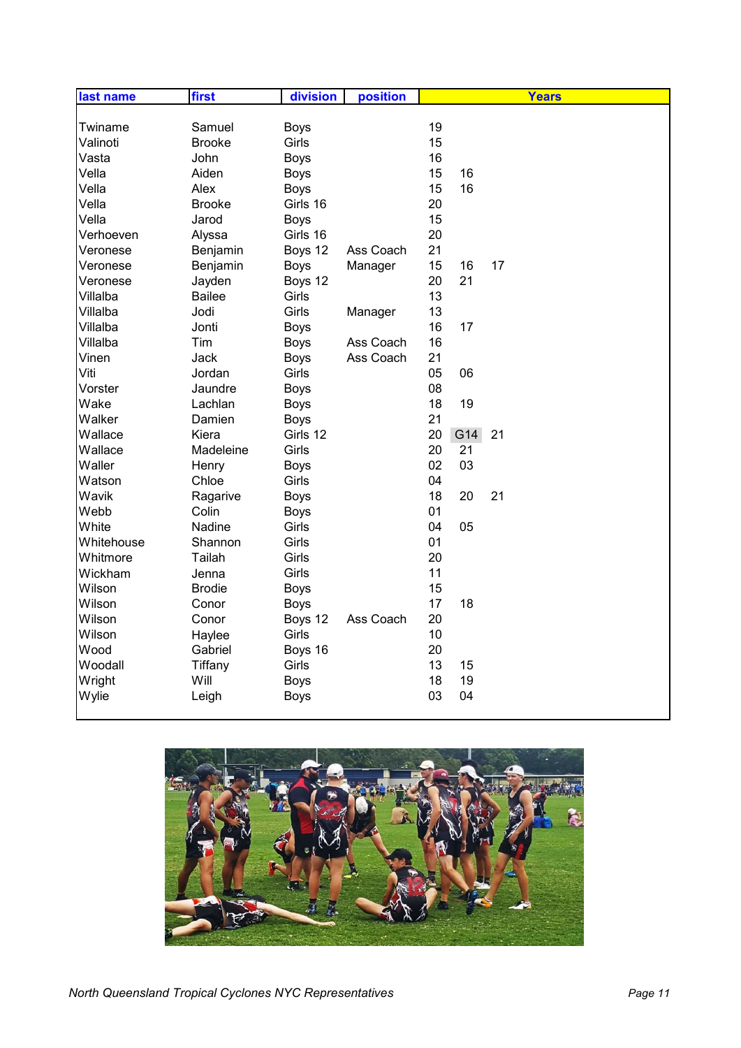| last name | first | division | position | Years | | |
|---|---|---|---|---|---|---|
| Twiname | Samuel | Boys | | 19 | | |
| Valinoti | Brooke | Girls | | 15 | | |
| Vasta | John | Boys | | 16 | | |
| Vella | Aiden | Boys | | 15 | 16 | |
| Vella | Alex | Boys | | 15 | 16 | |
| Vella | Brooke | Girls 16 | | 20 | | |
| Vella | Jarod | Boys | | 15 | | |
| Verhoeven | Alyssa | Girls 16 | | 20 | | |
| Veronese | Benjamin | Boys 12 | Ass Coach | 21 | | |
| Veronese | Benjamin | Boys | Manager | 15 | 16 | 17 |
| Veronese | Jayden | Boys 12 | | 20 | 21 | |
| Villalba | Bailee | Girls | | 13 | | |
| Villalba | Jodi | Girls | Manager | 13 | | |
| Villalba | Jonti | Boys | | 16 | 17 | |
| Villalba | Tim | Boys | Ass Coach | 16 | | |
| Vinen | Jack | Boys | Ass Coach | 21 | | |
| Viti | Jordan | Girls | | 05 | 06 | |
| Vorster | Jaundre | Boys | | 08 | | |
| Wake | Lachlan | Boys | | 18 | 19 | |
| Walker | Damien | Boys | | 21 | | |
| Wallace | Kiera | Girls 12 | | 20 | G14 | 21 |
| Wallace | Madeleine | Girls | | 20 | 21 | |
| Waller | Henry | Boys | | 02 | 03 | |
| Watson | Chloe | Girls | | 04 | | |
| Wavik | Ragarive | Boys | | 18 | 20 | 21 |
| Webb | Colin | Boys | | 01 | | |
| White | Nadine | Girls | | 04 | 05 | |
| Whitehouse | Shannon | Girls | | 01 | | |
| Whitmore | Tailah | Girls | | 20 | | |
| Wickham | Jenna | Girls | | 11 | | |
| Wilson | Brodie | Boys | | 15 | | |
| Wilson | Conor | Boys | | 17 | 18 | |
| Wilson | Conor | Boys 12 | Ass Coach | 20 | | |
| Wilson | Haylee | Girls | | 10 | | |
| Wood | Gabriel | Boys 16 | | 20 | | |
| Woodall | Tiffany | Girls | | 13 | 15 | |
| Wright | Will | Boys | | 18 | 19 | |
| Wylie | Leigh | Boys | | 03 | 04 | |